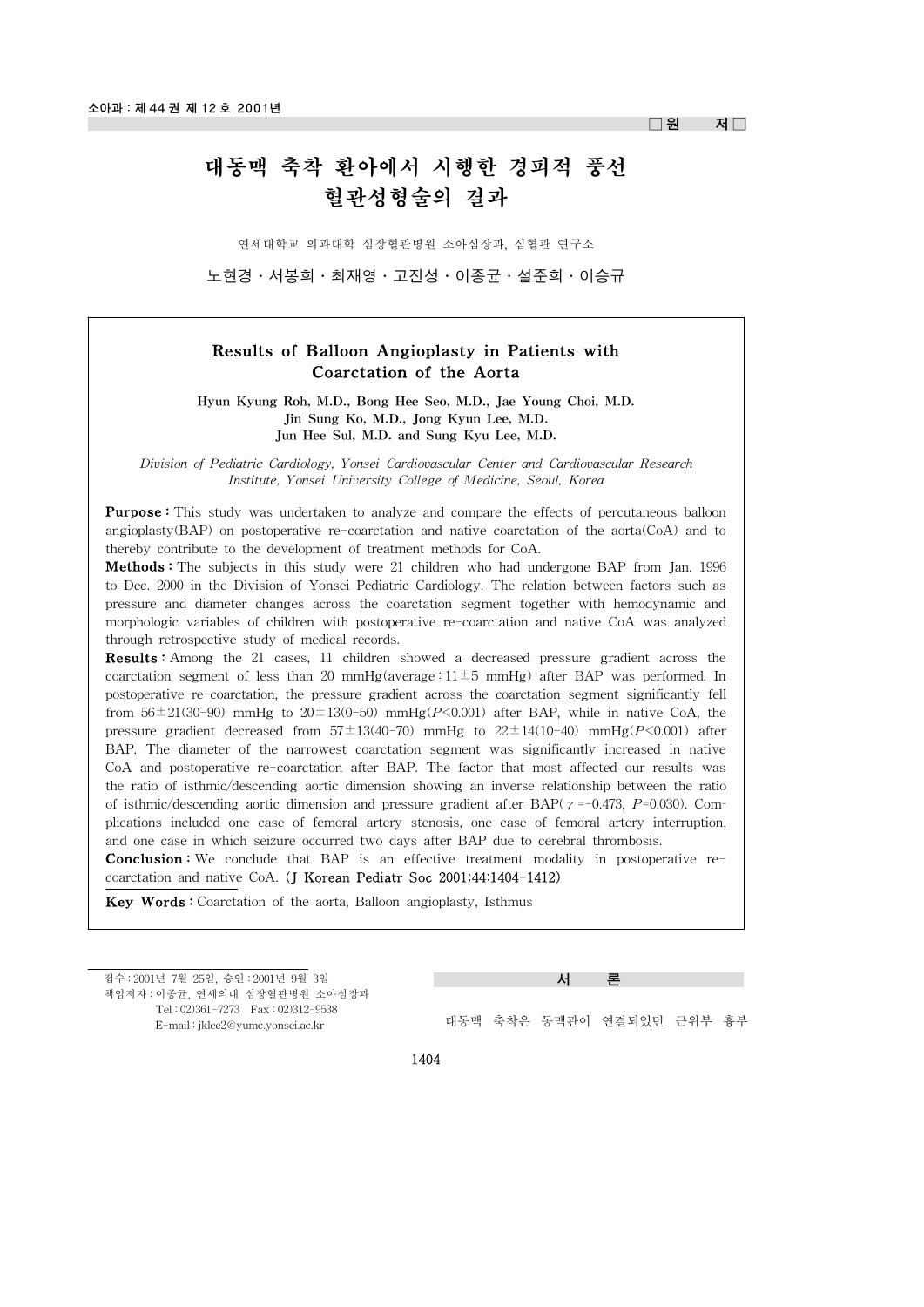□원 저□

# 대동맥 축착 환아에서 시행한 경피적 풍선 혈관성형술의 결과

연세대학교 의과대학 심장혈관병원 소아심장과, 심혈관 연구소

노현경 · 서봉희 · 최재영 · 고진성 · 이종균 · 설준희 · 이승규

## Results of Balloon Angioplasty in Patients with Coarctation of the Aorta

**Hyun Kyung Roh, M.D., Bong Hee Seo, M.D., Jae Young Choi, M.D. Jin Sung Ko, M.D., Jong Kyun Lee, M.D. Jun Hee Sul, M.D. and Sung Kyu Lee, M.D.**

*Division of Pediatric Cardiology, Yonsei Cardiovascular Center and Cardiovascular Research Institute, Yonsei University College of Medicine, Seoul, Korea*

**Purpose :** This study was undertaken to analyze and compare the effects of percutaneous balloon angioplasty(BAP) on postoperative re-coarctation and native coarctation of the aorta(CoA) and to thereby contribute to the development of treatment methods for CoA.

**Methods :** The subjects in this study were 21 children who had undergone BAP from Jan. 1996 to Dec. 2000 in the Division of Yonsei Pediatric Cardiology. The relation between factors such as pressure and diameter changes across the coarctation segment together with hemodynamic and morphologic variables of children with postoperative re-coarctation and native CoA was analyzed through retrospective study of medical records.

**Results :** Among the 21 cases, 11 children showed a decreased pressure gradient across the coarctation segment of less than 20 mmHg(average : 11±5 mmHg) after BAP was performed. In postoperative re-coarctation, the pressure gradient across the coarctation segment significantly fell from 56±21(30-90) mmHg to 20±13(0-50) mmHg($P<0.001$) after BAP, while in native CoA, the pressure gradient decreased from 57±13(40-70) mmHg to 22±14(10-40) mmHg($P<0.001$) after BAP. The diameter of the narrowest coarctation segment was significantly increased in native CoA and postoperative re-coarctation after BAP. The factor that most affected our results was the ratio of isthmic/descending aortic dimension showing an inverse relationship between the ratio of isthmic/descending aortic dimension and pressure gradient after BAP($\gamma$=-0.473, $P$=0.030). Complications included one case of femoral artery stenosis, one case of femoral artery interruption, and one case in which seizure occurred two days after BAP due to cerebral thrombosis.

**Conclusion :** We conclude that BAP is an effective treatment modality in postoperative re-coarctation and native CoA. (J Korean Pediatr Soc 2001;44:1404-1412)

**Key Words :** Coarctation of the aorta, Balloon angioplasty, Isthmus

접수 : 2001년 7월 25일, 승인 : 2001년 9월 3일
책임저자 : 이종균, 연세의대 심장혈관병원 소아심장과
Tel : 02)361-7273 Fax : 02)312-9538
E-mail : jklee2@yumc.yonsei.ac.kr

## 서 론

대동맥 축착은 동맥관이 연결되었던 근위부 흉부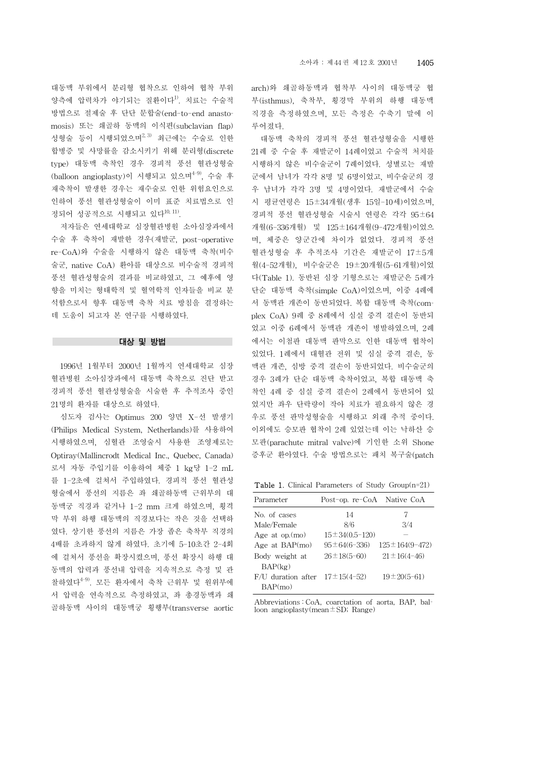대동맥 부위에서 분리형 협착으로 인하여 협착 부위 양측에 압력차가 야기되는 질환이다[1]. 치료는 수술적 방법으로 절제술 후 단단 문합술(end-to-end anastomosis) 또는 쇄골하 동맥의 이식편(subclavian flap) 성형술 등이 시행되었으며[2, 3] 최근에는 수술로 인한 합병증 및 사망률을 감소시키기 위해 분리형(discrete type) 대동맥 축착인 경우 경피적 풍선 혈관성형술(balloon angioplasty)이 시행되고 있으며[4-9], 수술 후 재축착이 발생한 경우는 재수술로 인한 위험요인으로 인하여 풍선 혈관성형술이 이미 표준 치료법으로 인정되어 성공적으로 시행되고 있다[10, 11].

저자들은 연세대학교 심장혈관병원 소아심장과에서 수술 후 축착이 재발한 경우(재발군, post-operative re-CoA)와 수술을 시행하지 않은 대동맥 축착(비수술군, native CoA) 환아를 대상으로 비수술적 경피적 풍선 혈관성형술의 결과를 비교하였고, 그 예후에 영향을 미치는 형태학적 및 혈역학적 인자들을 비교 분석함으로서 향후 대동맥 축착 치료 방침을 결정하는데 도움이 되고자 본 연구를 시행하였다.

## 대상 및 방법

1996년 1월부터 2000년 1월까지 연세대학교 심장혈관병원 소아심장과에서 대동맥 축착으로 진단 받고 경피적 풍선 혈관성형술을 시술한 후 추적조사 중인 21명의 환자를 대상으로 하였다.

심도자 검사는 Optimus 200 양면 X-선 발생기(Philips Medical System, Netherlands)를 사용하여 시행하였으며, 심혈관 조영술시 사용한 조영제로는 Optiray(Mallincrodt Medical Inc., Quebec, Canada)로서 자동 주입기를 이용하여 체중 1 kg당 1-2 mL를 1-2초에 걸쳐서 주입하였다. 경피적 풍선 혈관성형술에서 풍선의 지름은 좌 쇄골하동맥 근위부의 대동맥궁 직경과 같거나 1-2 mm 크게 하였으며, 횡격막 부위 하행 대동맥의 직경보다는 작은 것을 선택하였다. 상기한 풍선의 지름은 가장 좁은 축착부 직경의 4배를 초과하지 않게 하였다. 초기에 5-10초간 2-4회에 걸쳐서 풍선을 확장시켰으며, 풍선 확장시 하행 대동맥의 압력과 풍선내 압력을 지속적으로 측정 및 관찰하였다[4-9]. 모든 환자에서 축착 근위부 및 원위부에서 압력을 연속적으로 측정하였고, 좌 총경동맥과 쇄골하동맥 사이의 대동맥궁 횡행부(transverse aortic arch)와 쇄골하동맥과 협착부 사이의 대동맥궁 협부(isthmus), 축착부, 횡경막 부위의 하행 대동맥 직경을 측정하였으며, 모든 측정은 수축기 말에 이루어졌다.

대동맥 축착의 경피적 풍선 혈관성형술을 시행한 21례 중 수술 후 재발군이 14례이었고 수술적 처치를 시행하지 않은 비수술군이 7례이었다. 성별로는 재발군에서 남녀가 각각 8명 및 6명이었고, 비수술군의 경우 남녀가 각각 3명 및 4명이었다. 재발군에서 수술시 평균연령은 15±34개월(생후 15일-10세)이었으며, 경피적 풍선 혈관성형술 시술시 연령은 각각 95±64개월(6-336개월) 및 125±164개월(9-472개월)이었으며, 체중은 양군간에 차이가 없었다. 경피적 풍선 혈관성형술 후 추적조사 기간은 재발군이 17±5개월(4-52개월), 비수술군은 19±20개월(5-61개월)이었다(Table 1). 동반된 심장 기형으로는 재발군은 5례가 단순 대동맥 축착(simple CoA)이었으며, 이중 4례에서 동맥관 개존이 동반되었다. 복합 대동맥 축착(complex CoA) 9례 중 8례에서 심실 중격 결손이 동반되었고 이중 6례에서 동맥관 개존이 병발하였으며, 2례에서는 이첨판 대동맥 판막으로 인한 대동맥 협착이 있었다. 1례에서 대혈관 전위 및 심실 중격 결손, 동맥관 개존, 심방 중격 결손이 동반되었다. 비수술군의 경우 3례가 단순 대동맥 축착이었고, 복합 대동맥 축착인 4례 중 심실 중격 결손이 2례에서 동반되어 있었지만 좌우 단락량이 작아 치료가 필요하지 않은 경우로 풍선 판막성형술을 시행하고 외래 추적 중이다. 이외에도 승모판 협착이 2례 있었는데 이는 낙하산 승모판(parachute mitral valve)에 기인한 소위 Shone 증후군 환아였다. 수술 방법으로는 패치 복구술(patch

**Table 1.** Clinical Parameters of Study Group(n=21)

| Parameter | Post-op. re-CoA | Native CoA |
|---|---|---|
| No. of cases | 14 | 7 |
| Male/Female | 8/6 | 3/4 |
| Age at op.(mo) | 15±34(0.5-120) | – |
| Age at BAP(mo) | 95±64(6-336) | 125±164(9-472) |
| Body weight at BAP(kg) | 26±18(5-60) | 21±16(4-46) |
| F/U duration after BAP(mo) | 17±15(4-52) | 19±20(5-61) |

Abbreviations : CoA, coarctation of aorta, BAP, balloon angioplasty(mean±SD; Range)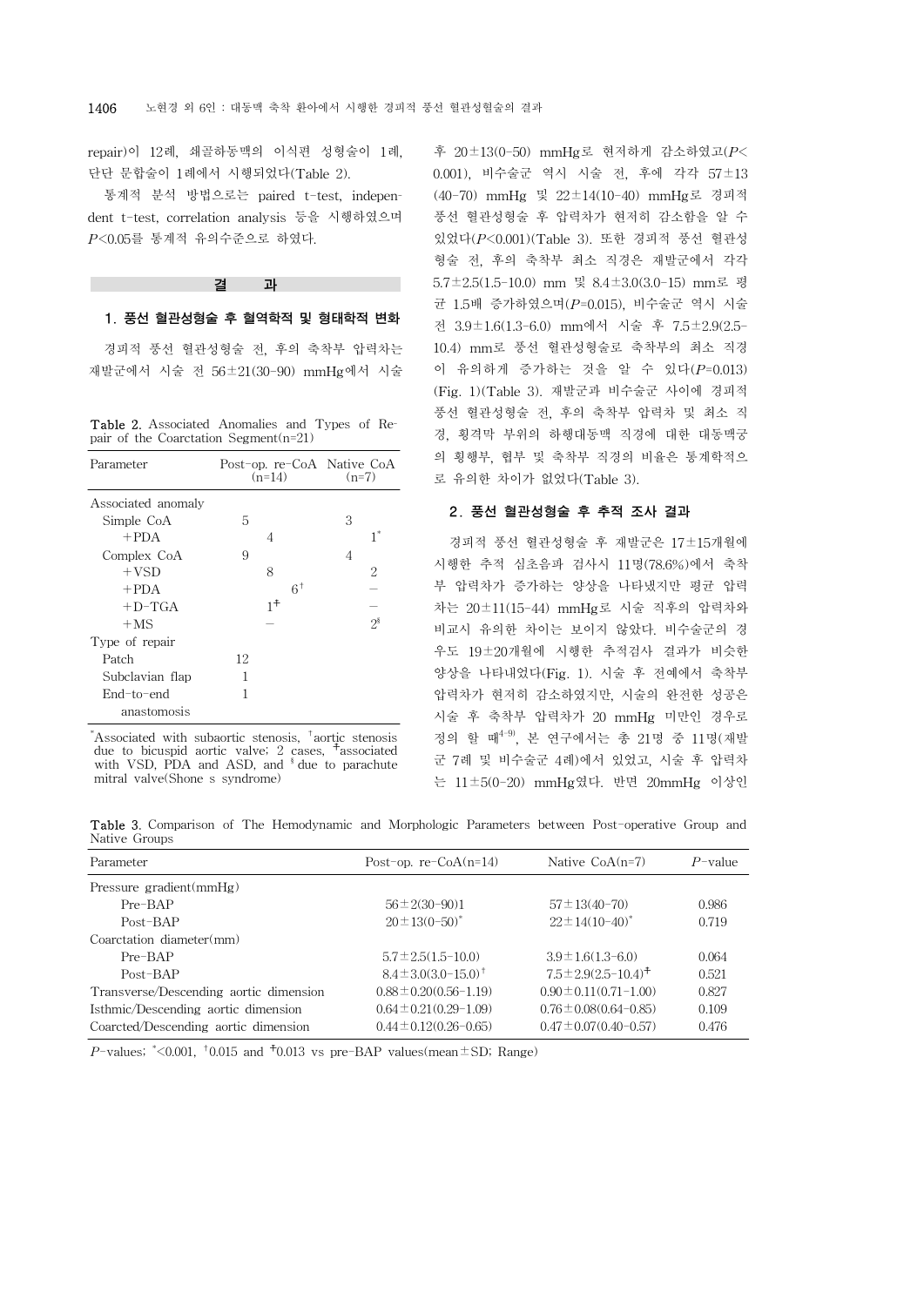repair)이 12례, 쇄골하동맥의 이식편 성형술이 1례, 단단 문합술이 1례에서 시행되었다(Table 2).

통계적 분석 방법으로는 paired t-test, independent t-test, correlation analysis 등을 시행하였으며 $P<0.05$를 통계적 유의수준으로 하였다.

## 결 과

### 1. 풍선 혈관성형술 후 혈역학적 및 형태학적 변화

경피적 풍선 혈관성형술 전, 후의 축착부 압력차는 재발군에서 시술 전 56±21(30-90) mmHg에서 시술 후 20±13(0-50) mmHg로 현저하게 감소하였고($P<0.001$), 비수술군 역시 시술 전, 후에 각각 57±13(40-70) mmHg 및 22±14(10-40) mmHg로 경피적 풍선 혈관성형술 후 압력차가 현저히 감소함을 알 수 있었다($P<0.001$)(Table 3). 또한 경피적 풍선 혈관성형술 전, 후의 축착부 최소 직경은 재발군에서 각각 5.7±2.5(1.5-10.0) mm 및 8.4±3.0(3.0-15) mm로 평균 1.5배 증가하였으며($P$=0.015), 비수술군 역시 시술 전 3.9±1.6(1.3-6.0) mm에서 시술 후 7.5±2.9(2.5-10.4) mm로 풍선 혈관성형술로 축착부의 최소 직경이 유의하게 증가하는 것을 알 수 있다($P$=0.013)(Fig. 1)(Table 3). 재발군과 비수술군 사이에 경피적 풍선 혈관성형술 전, 후의 축착부 압력차 및 최소 직경, 횡격막 부위의 하행대동맥 직경에 대한 대동맥궁의 횡행부, 협부 및 축착부 직경의 비율은 통계학적으로 유의한 차이가 없었다(Table 3).

**Table 2.** Associated Anomalies and Types of Repair of the Coarctation Segment(n=21)

| Parameter | Post-op. re-CoA (n=14) | | Native CoA (n=7) |
|---|---|---|---|
| Associated anomaly | | | |
| Simple CoA | 5 | | 3 |
| +PDA | | 4 | 1* |
| Complex CoA | 9 | | 4 |
| +VSD | | 8 | 2 |
| +PDA | | 6† | – |
| +D-TGA | | 1‡ | – |
| +MS | | – | 2§ |
| Type of repair | | | |
| Patch | 12 | | |
| Subclavian flap | 1 | | |
| End-to-end anastomosis | 1 | | |

*Associated with subaortic stenosis, †aortic stenosis due to bicuspid aortic valve; 2 cases, ‡associated with VSD, PDA and ASD, and § due to parachute mitral valve(Shone s syndrome)

### 2. 풍선 혈관성형술 후 추적 조사 결과

경피적 풍선 혈관성형술 후 재발군은 17±15개월에 시행한 추적 심초음파 검사시 11명(78.6%)에서 축착부 압력차가 증가하는 양상을 나타냈지만 평균 압력차는 20±11(15-44) mmHg로 시술 직후의 압력차와 비교시 유의한 차이는 보이지 않았다. 비수술군의 경우도 19±20개월에 시행한 추적검사 결과가 비슷한 양상을 나타내었다(Fig. 1). 시술 후 전예에서 축착부 압력차가 현저히 감소하였지만, 시술의 완전한 성공은 시술 후 축착부 압력차가 20 mmHg 미만인 경우로 정의 할 때[4-9], 본 연구에서는 총 21명 중 11명(재발군 7례 및 비수술군 4례)에서 있었고, 시술 후 압력차는 11±5(0-20) mmHg였다. 반면 20mmHg 이상인

**Table 3.** Comparison of The Hemodynamic and Morphologic Parameters between Post-operative Group and Native Groups

| Parameter | Post-op. re-CoA(n=14) | Native CoA(n=7) | $P$-value |
|---|---|---|---|
| Pressure gradient(mmHg) | | | |
| Pre-BAP | 56±2(30-90)1 | 57±13(40-70) | 0.986 |
| Post-BAP | 20±13(0-50)* | 22±14(10-40)* | 0.719 |
| Coarctation diameter(mm) | | | |
| Pre-BAP | 5.7±2.5(1.5-10.0) | 3.9±1.6(1.3-6.0) | 0.064 |
| Post-BAP | 8.4±3.0(3.0-15.0)† | 7.5±2.9(2.5-10.4)‡ | 0.521 |
| Transverse/Descending aortic dimension | 0.88±0.20(0.56-1.19) | 0.90±0.11(0.71-1.00) | 0.827 |
| Isthmic/Descending aortic dimension | 0.64±0.21(0.29-1.09) | 0.76±0.08(0.64-0.85) | 0.109 |
| Coarcted/Descending aortic dimension | 0.44±0.12(0.26-0.65) | 0.47±0.07(0.40-0.57) | 0.476 |

$P$-values; *<0.001, †0.015 and ‡0.013 vs pre-BAP values(mean±SD; Range)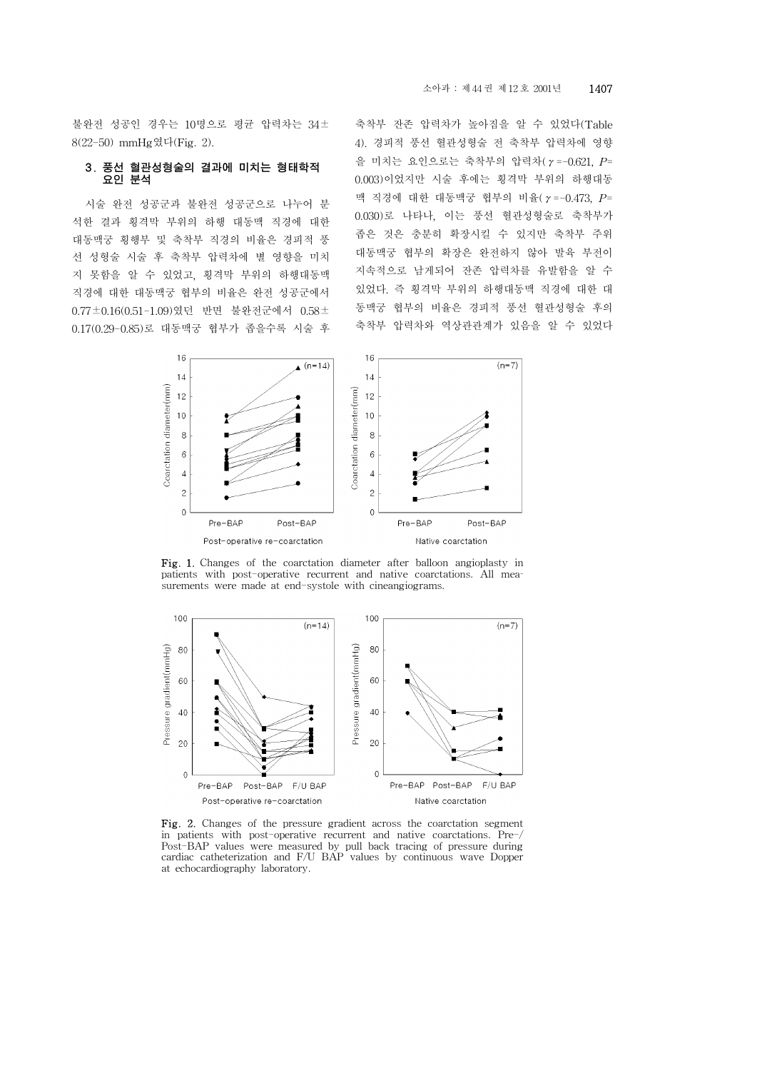불완전 성공인 경우는 10명으로 평균 압력차는 34±8(22-50) mmHg였다(Fig. 2).

### 3. 풍선 혈관성형술의 결과에 미치는 형태학적 요인 분석

시술 완전 성공군과 불완전 성공군으로 나누어 분석한 결과 횡격막 부위의 하행 대동맥 직경에 대한 대동맥궁 횡행부 및 축착부 직경의 비율은 경피적 풍선 성형술 시술 후 축착부 압력차에 별 영향을 미치지 못함을 알 수 있었고, 횡격막 부위의 하행대동맥 직경에 대한 대동맥궁 협부의 비율은 완전 성공군에서 0.77±0.16(0.51-1.09)였던 반면 불완전군에서 0.58±0.17(0.29-0.85)로 대동맥궁 협부가 좁을수록 시술 후 축착부 잔존 압력차가 높아짐을 알 수 있었다(Table 4). 경피적 풍선 혈관성형술 전 축착부 압력차에 영향을 미치는 요인으로는 축착부의 압력차($\gamma$=-0.621, $P$=0.003)이었지만 시술 후에는 횡격막 부위의 하행대동맥 직경에 대한 대동맥궁 협부의 비율($\gamma$=-0.473, $P$=0.030)로 나타나, 이는 풍선 혈관성형술로 축착부가 좁은 것은 충분히 확장시킬 수 있지만 축착부 주위 대동맥궁 협부의 확장은 완전하지 않아 발육 부전이 지속적으로 남게되어 잔존 압력차를 유발함을 알 수 있었다. 즉 횡격막 부위의 하행대동맥 직경에 대한 대동맥궁 협부의 비율은 경피적 풍선 혈관성형술 후의 축착부 압력차와 역상관관계가 있음을 알 수 있었다

Coarctation diameter(mm)
(n=14)
Pre-BAP Post-BAP
Post-operative re-coarctation

(n=7)
Pre-BAP Post-BAP
Native coarctation

**Fig. 1.** Changes of the coarctation diameter after balloon angioplasty in patients with post-operative recurrent and native coarctations. All measurements were made at end-systole with cineangiograms.

Pressure gradient(mmHg)
(n=14)
Pre-BAP Post-BAP F/U BAP
Post-operative re-coarctation

(n=7)
Pre-BAP Post-BAP F/U BAP
Native coarctation

**Fig. 2.** Changes of the pressure gradient across the coarctation segment in patients with post-operative recurrent and native coarctations. Pre-/Post-BAP values were measured by pull back tracing of pressure during cardiac catheterization and F/U BAP values by continuous wave Doppler at echocardiography laboratory.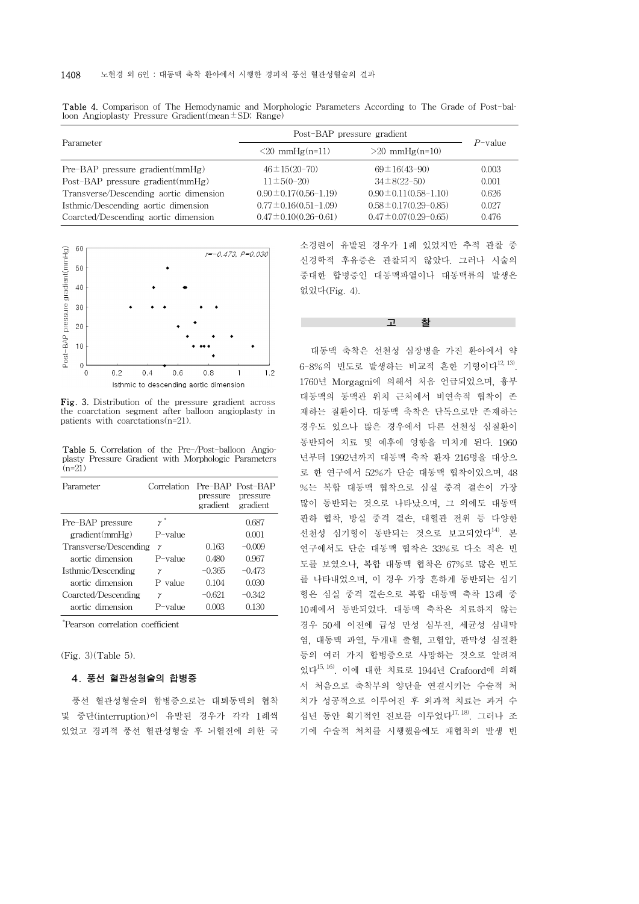**Table 4.** Comparison of The Hemodynamic and Morphologic Parameters According to The Grade of Post-balloon Angioplasty Pressure Gradient(mean±SD; Range)

| Parameter | Post-BAP pressure gradient | | *P*-value |
|---|---|---|---|
| | <20 mmHg(n=11) | >20 mmHg(n=10) | |
| Pre-BAP pressure gradient(mmHg) | 46±15(20-70) | 69±16(43-90) | 0.003 |
| Post-BAP pressure gradient(mmHg) | 11±5(0-20) | 34±8(22-50) | 0.001 |
| Transverse/Descending aortic dimension | 0.90±0.17(0.56-1.19) | 0.90±0.11(0.58-1.10) | 0.626 |
| Isthmic/Descending aortic dimension | 0.77±0.16(0.51-1.09) | 0.58±0.17(0.29-0.85) | 0.027 |
| Coarcted/Descending aortic dimension | 0.47±0.10(0.26-0.61) | 0.47±0.07(0.29-0.65) | 0.476 |

Post-BAP pressure gradient(mmHg)
60
50
40
30
20
10
0
0 0.2 0.4 0.6 0.8 1 1.2
Isthmic to descending aortic dimension
r=-0.473, P=0.030

**Fig. 3.** Distribution of the pressure gradient across the coarctation segment after balloon angioplasty in patients with coarctations(n=21).

**Table 5.** Correlation of the Pre-/Post-balloon Angioplasty Pressure Gradient with Morphologic Parameters (n=21)

| Parameter | Correlation | Pre-BAP pressure gradient | Post-BAP pressure gradient |
|---|---|---|---|
| Pre-BAP pressure gradient(mmHg) | $\gamma$* | | 0.687 |
| | P-value | | 0.001 |
| Transverse/Descending aortic dimension | $\gamma$ | 0.163 | −0.009 |
| | P-value | 0.480 | 0.967 |
| Isthmic/Descending aortic dimension | $\gamma$ | −0.365 | −0.473 |
| | P value | 0.104 | 0.030 |
| Coarcted/Descending aortic dimension | $\gamma$ | −0.621 | −0.342 |
| | P-value | 0.003 | 0.130 |

*Pearson correlation coefficient

(Fig. 3)(Table 5).

### 4. 풍선 혈관성형술의 합병증

풍선 혈관성형술의 합병증으로는 대퇴동맥의 협착 및 중단(interruption)이 유발된 경우가 각각 1례씩 있었고 경피적 풍선 혈관성형술 후 뇌혈전에 의한 국소경련이 유발된 경우가 1례 있었지만 추적 관찰 중 신경학적 후유증은 관찰되지 않았다. 그러나 시술의 중대한 합병증인 대동맥파열이나 대동맥류의 발생은 없었다(Fig. 4).

## 고 찰

대동맥 축착은 선천성 심장병을 가진 환아에서 약 6-8%의 빈도로 발생하는 비교적 흔한 기형이다[12, 13]. 1760년 Morgagni에 의해서 처음 언급되었으며, 흉부 대동맥의 동맥관 위치 근처에서 비연속적 협착이 존재하는 질환이다. 대동맥 축착은 단독으로만 존재하는 경우도 있으나 많은 경우에서 다른 선천성 심질환이 동반되어 치료 및 예후에 영향을 미치게 된다. 1960년부터 1992년까지 대동맥 축착 환자 216명을 대상으로 한 연구에서 52%가 단순 대동맥 협착이었으며, 48%는 복합 대동맥 협착으로 심실 중격 결손이 가장 많이 동반되는 것으로 나타났으며, 그 외에도 대동맥 판하 협착, 방실 중격 결손, 대혈관 전위 등 다양한 선천성 심기형이 동반되는 것으로 보고되었다[14]. 본 연구에서도 단순 대동맥 협착은 33%로 다소 적은 빈도를 보였으나, 복합 대동맥 협착은 67%로 많은 빈도를 나타내었으며, 이 경우 가장 흔하게 동반되는 심기형은 심실 중격 결손으로 복합 대동맥 축착 13례 중 10례에서 동반되었다. 대동맥 축착은 치료하지 않는 경우 50세 이전에 급성 만성 심부전, 세균성 심내막염, 대동맥 파열, 두개내 출혈, 고혈압, 판막성 심질환 등의 여러 가지 합병증으로 사망하는 것으로 알려져 있다[15, 16]. 이에 대한 치료로 1944년 Crafoord에 의해서 처음으로 축착부의 양단을 연결시키는 수술적 처치가 성공적으로 이루어진 후 외과적 치료는 과거 수십년 동안 획기적인 진보를 이루었다[17, 18]. 그러나 조기에 수술적 처치를 시행했음에도 재협착의 발생 빈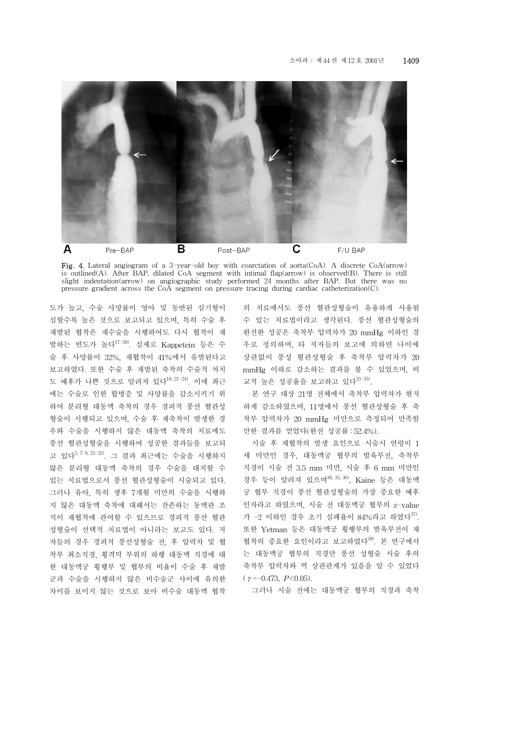A Pre-BAP

B Post-BAP

C F/U BAP

**Fig. 4.** Lateral angiogram of a 3-year-old boy with coarctation of aorta(CoA). A discrete CoA(arrow) is outlined(A). After BAP, dilated CoA segment with intimal flap(arrow) is observed(B). There is still slight indentation(arrow) on angiographic study performed 24 months after BAP. But there was no pressure gradient across the CoA segment on pressure tracing during cardiac catheterization(C).

도가 높고, 수술 사망률이 영아 및 동반된 심기형이 심할수록 높은 것으로 보고되고 있으며, 특히 수술 후 재발된 협착은 재수술을 시행하여도 다시 협착이 재발하는 빈도가 높다[17-20]. 실제로 Kappetein 등은 수술 후 사망률이 32%, 재협착이 41%에서 유발된다고 보고하였다. 또한 수술 후 재발된 축착의 수술적 처치도 예후가 나쁜 것으로 알려져 있다[18, 21-24]. 이에 최근에는 수술로 인한 합병증 및 사망률을 감소시키기 위하여 분리형 대동맥 축착의 경우 경피적 풍선 혈관성형술이 시행되고 있으며, 수술 후 재축착이 발생한 경우와 수술을 시행하지 않은 대동맥 축착의 치료에도 풍선 혈관성형술을 시행하여 성공한 결과들을 보고되고 있다[5, 7-9, 25-32]. 그 결과 최근에는 수술을 시행하지 않은 분리형 대동맥 축착의 경우 수술을 대치할 수 있는 치료법으로서 풍선 혈관성형술이 시술되고 있다. 그러나 유아, 특히 생후 7개월 미만의 수술을 시행하지 않은 대동맥 축착에 대해서는 잔존하는 동맥관 조직이 재협착에 관여할 수 있으므로 경피적 풍선 혈관성형술이 선택적 치료법이 아니라는 보고도 있다. 저자들의 경우 경피적 풍선성형술 전, 후 압력차 및 협착부 최소직경, 횡격막 부위의 하행 대동맥 직경에 대한 대동맥궁 횡행부 및 협부의 비율이 수술 후 재발군과 수술을 시행하지 않은 비수술군 사이에 유의한 차이를 보이지 않는 것으로 보아 비수술 대동맥 협착의 치료에서도 풍선 혈관성형술이 유용하게 사용될 수 있는 치료법이라고 생각된다. 풍선 혈관성형술의 완전한 성공은 축착부 압력차가 20 mmHg 이하인 경우로 정의하며, 타 저자들의 보고에 의하면 나이에 상관없이 풍성 혈관성형술 후 축착부 압력차가 20 mmHg 이하로 감소하는 결과를 볼 수 있었으며, 비교적 높은 성공율을 보고하고 있다[33-35].

본 연구 대상 21명 전체에서 축착부 압력차가 현저하게 감소하였으며, 11명에서 풍선 혈관성형술 후 축착부 압력차가 20 mmHg 미만으로 측정되어 만족할 만한 결과를 얻었다(완전 성공률 : 52.4%).

시술 후 재협착의 발생 요인으로 시술시 연령이 1세 미만인 경우, 대동맥궁 협부의 발육부전, 축착부 직경이 시술 전 3.5 mm 미만, 시술 후 6 mm 미만인 경우 등이 알려져 있으며[30, 33, 36], Kaine 등은 대동맥궁 협부 직경이 풍선 혈관성형술의 가장 중요한 예후인자라고 하였으며, 시술 전 대동맥궁 협부의 z-value가 -2 이하인 경우 초기 실패율이 84%라고 하였다[37]. 또한 Yetman 등은 대동맥궁 횡행부의 발육부전이 재협착의 중요한 요인이라고 보고하였다[38]. 본 연구에서는 대동맥궁 협부의 직경만 풍선 성형술 시술 후의 축착부 압력차와 역 상관관계가 있음을 알 수 있었다 ($\gamma$=-0.473, $P$<0.05).

그러나 시술 전에는 대동맥궁 협부의 직경과 축착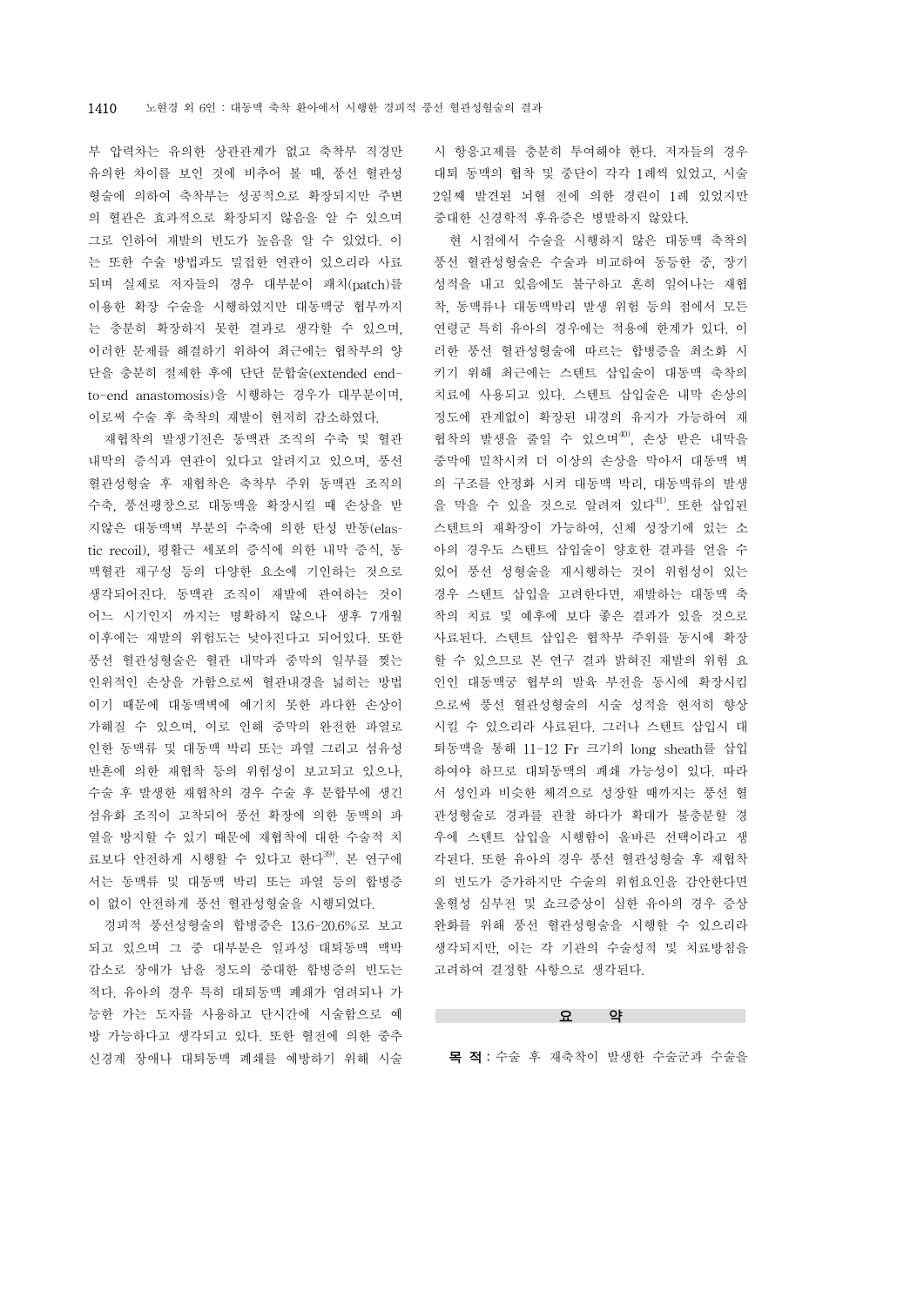부 압력차는 유의한 상관관계가 없고 축착부 직경만 유의한 차이를 보인 것에 비추어 볼 때, 풍선 혈관성형술에 의하여 축착부는 성공적으로 확장되지만 주변의 혈관은 효과적으로 확장되지 않음을 알 수 있으며 그로 인하여 재발의 빈도가 높음을 알 수 있었다. 이는 또한 수술 방법과도 밀접한 연관이 있으리라 사료되며 실제로 저자들의 경우 대부분이 패치(patch)를 이용한 확장 수술을 시행하였지만 대동맥궁 협부까지는 충분히 확장하지 못한 결과로 생각할 수 있으며, 이러한 문제를 해결하기 위하여 최근에는 협착부의 양단을 충분히 절제한 후에 단단 문합술(extended end-to-end anastomosis)을 시행하는 경우가 대부분이며, 이로써 수술 후 축착의 재발이 현저히 감소하였다.

재협착의 발생기전은 동맥관 조직의 수축 및 혈관 내막의 증식과 연관이 있다고 알려지고 있으며, 풍선 혈관성형술 후 재협착은 축착부 주위 동맥관 조직의 수축, 풍선팽창으로 대동맥을 확장시킬 때 손상을 받지않은 대동맥벽 부분의 수축에 의한 탄성 반동(elastic recoil), 평활근 세포의 증식에 의한 내막 증식, 동맥혈관 재구성 등의 다양한 요소에 기인하는 것으로 생각되어진다. 동맥관 조직이 재발에 관여하는 것이 어느 시기인지 까지는 명확하지 않으나 생후 7개월 이후에는 재발의 위험도는 낮아진다고 되어있다. 또한 풍선 혈관성형술은 혈관 내막과 중막의 일부를 찢는 인위적인 손상을 가함으로써 혈관내경을 넓히는 방법이기 때문에 대동맥벽에 예기치 못한 과다한 손상이 가해질 수 있으며, 이로 인해 중막의 완전한 파열로 인한 동맥류 및 대동맥 박리 또는 파열 그리고 섬유성 반흔에 의한 재협착 등의 위험성이 보고되고 있으나, 수술 후 발생한 재협착의 경우 수술 후 문합부에 생긴 섬유화 조직이 고착되어 풍선 확장에 의한 동맥의 파열을 방지할 수 있기 때문에 재협착에 대한 수술적 치료보다 안전하게 시행할 수 있다고 한다[39]. 본 연구에서는 동맥류 및 대동맥 박리 또는 파열 등의 합병증이 없이 안전하게 풍선 혈관성형술을 시행되었다.

경피적 풍선성형술의 합병증은 13.6-20.6%로 보고되고 있으며 그 중 대부분은 일과성 대퇴동맥 맥박 감소로 장애가 남을 정도의 중대한 합병증의 빈도는 적다. 유아의 경우 특히 대퇴동맥 폐쇄가 염려되나 가능한 가는 도자를 사용하고 단시간에 시술함으로 예방 가능하다고 생각되고 있다. 또한 혈전에 의한 중추신경계 장애나 대퇴동맥 폐쇄를 예방하기 위해 시술시 항응고제를 충분히 투여해야 한다. 저자들의 경우 대퇴 동맥의 협착 및 중단이 각각 1례씩 있었고, 시술 2일째 발견된 뇌혈 전에 의한 경련이 1례 있었지만 중대한 신경학적 후유증은 병발하지 않았다.

현 시점에서 수술을 시행하지 않은 대동맥 축착의 풍선 혈관성형술은 수술과 비교하여 동등한 중, 장기 성적을 내고 있음에도 불구하고 흔히 일어나는 재협착, 동맥류나 대동맥박리 발생 위험 등의 점에서 모든 연령군 특히 유아의 경우에는 적용에 한계가 있다. 이러한 풍선 혈관성형술에 따르는 합병증을 최소화 시키기 위해 최근에는 스텐트 삽입술이 대동맥 축착의 치료에 사용되고 있다. 스텐트 삽입술은 내막 손상의 정도에 관계없이 확장된 내경의 유지가 가능하여 재협착의 발생을 줄일 수 있으며[40], 손상 받은 내막을 중막에 밀착시켜 더 이상의 손상을 막아서 대동맥 벽의 구조를 안정화 시켜 대동맥 박리, 대동맥류의 발생을 막을 수 있을 것으로 알려져 있다[41]. 또한 삽입된 스텐트의 재확장이 가능하여, 신체 성장기에 있는 소아의 경우도 스텐트 삽입술이 양호한 결과를 얻을 수 있어 풍선 성형술을 재시행하는 것이 위험성이 있는 경우 스텐트 삽입을 고려한다면, 재발하는 대동맥 축착의 치료 및 예후에 보다 좋은 결과가 있을 것으로 사료된다. 스텐트 삽입은 협착부 주위를 동시에 확장할 수 있으므로 본 연구 결과 밝혀진 재발의 위험 요인인 대동맥궁 협부의 발육 부전을 동시에 확장시킴으로써 풍선 혈관성형술의 시술 성적을 현저히 향상시킬 수 있으리라 사료된다. 그러나 스텐트 삽입시 대퇴동맥을 통해 11-12 Fr 크기의 long sheath를 삽입하여야 하므로 대퇴동맥의 폐쇄 가능성이 있다. 따라서 성인과 비슷한 체격으로 성장할 때까지는 풍선 혈관성형술로 경과를 관찰 하다가 확대가 불충분할 경우에 스텐트 삽입을 시행함이 올바른 선택이라고 생각된다. 또한 유아의 경우 풍선 혈관성형술 후 재협착의 빈도가 증가하지만 수술의 위험요인을 감안한다면 울혈성 심부전 및 쇼크증상이 심한 유아의 경우 증상 완화를 위해 풍선 혈관성형술을 시행할 수 있으리라 생각되지만, 이는 각 기관의 수술성적 및 치료방침을 고려하여 결정할 사항으로 생각된다.

## 요　　약

**목 적 :** 수술 후 재축착이 발생한 수술군과 수술을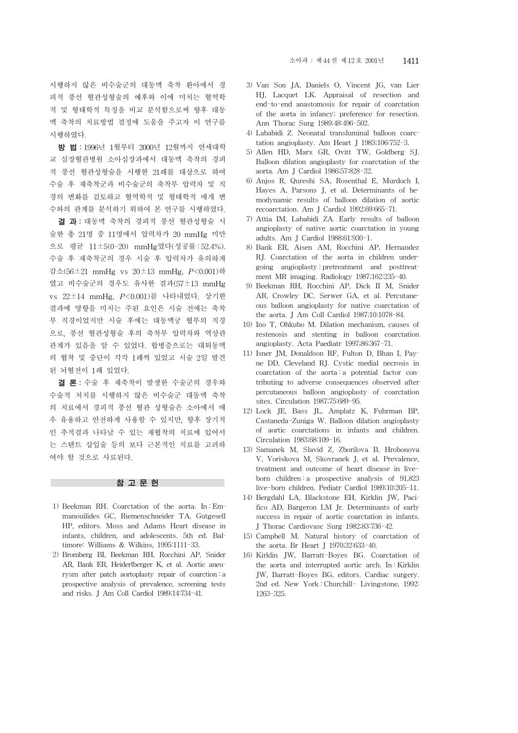시행하지 않은 비수술군의 대동맥 축착 환아에서 경피적 풍선 혈관성형술의 예후와 이에 미치는 혈역학적 및 형태학적 특징을 비교 분석함으로써 향후 대동맥 축착의 치료방법 결정에 도움을 주고자 이 연구를 시행하였다.

**방 법** : 1996년 1월부터 2000년 12월까지 연세대학교 심장혈관병원 소아심장과에서 대동맥 축착의 경피적 풍선 혈관성형술을 시행한 21례를 대상으로 하여 수술 후 재축착군과 비수술군의 축착부 압력차 및 직경의 변화를 검토하고 혈역학적 및 형태학적 매개 변수와의 관계를 분석하기 위하여 본 연구를 시행하였다.

**결 과** : 대동맥 축착의 경피적 풍선 혈관성형술 시술한 총 21명 중 11명에서 압력차가 20 mmHg 미만으로 평균 11±5(0-20) mmHg였다(성공률 : 52.4%). 수술 후 재축착군의 경우 시술 후 압력차가 유의하게 감소(56±21 mmHg vs 20±13 mmHg, $P$<0.001)하였고 비수술군의 경우도 유사한 결과(57±13 mmHg vs 22±14 mmHg, $P$<0.001)를 나타내었다. 상기한 결과에 영향을 미치는 주된 요인은 시술 전에는 축착부 직경이었지만 시술 후에는 대동맥궁 협부의 직경으로, 풍선 혈관성형술 후의 축착부 압력차와 역상관 관계가 있음을 알 수 있었다. 합병증으로는 대퇴동맥의 협착 및 중단이 각각 1례씩 있었고 시술 2일 발견된 뇌혈전이 1례 있었다.

**결 론** : 수술 후 재축착이 발생한 수술군의 경우와 수술적 처치를 시행하지 않은 비수술군 대동맥 축착의 치료에서 경피적 풍선 혈관 성형술은 소아에서 매우 유용하고 안전하게 사용할 수 있지만, 향후 장기적인 추적결과 나타날 수 있는 재협착의 치료에 있어서는 스텐트 삽입술 등의 보다 근본적인 치료를 고려하여야 할 것으로 사료된다.

## 참 고 문 헌

1) Beekman RH. Coarctation of the aorta. In : Emmanouilides GC, Riemenschneider TA, Gutgesell HP, editors. Moss and Adams Heart disease in infants, children, and adolescents. 5th ed. Baltimore: Williams & Wilkins, 1995:1111-33.
2) Bromberg BI, Beekman RH, Rocchini AP, Snider AR, Bank ER, Heiderlberger K, et al. Aortic aneurysm after patch aortoplasty repair of coarction : a prospective analysis of prevalence, screening tests and risks. J Am Coll Cardiol 1989;14:734-41.
3) Van Son JA, Daniels O, Vincent JG, van Lier HJ, Lacquet LK. Appraisal of resection and end-to-end anastomosis for repair of coarctation of the aorta in infancy; preference for resection. Ann Thorac Surg 1989;48:496-502.
4) Lababidi Z. Neonatal transluminal balloon coarctation angioplasty. Am Heart J 1983;106:752-3.
5) Allen HD, Marx GR, Ovitt TW, Goldberg SJ. Balloon dilation angioplasty for coarctation of the aorta. Am J Cardiol 1986;57:828-32.
6) Anjos R, Qureshi SA, Rosenthal E, Murdoch I, Hayes A, Parsons J, et al. Determinants of hemodynamic results of balloon dilation of aortic recoarctation. Am J Cardiol 1992;69:665-71.
7) Attia IM, Lababidi ZA. Early results of balloon angioplasty of native aortic coarctation in young adults. Am J Cardiol 1988;61:930-1.
8) Bank ER, Aisen AM, Rocchini AP, Hernandez RJ. Coarctation of the aorta in children undergoing angioplasty : pretreatment and posttreatment MR imaging. Radiology 1987;162:235-40.
9) Beekman RH, Rocchini AP, Dick II M, Snider AR, Crowley DC, Serwer GA, et al. Percutaneous balloon angioplasty for native coarctation of the aorta. J Am Coll Cardiol 1987;10:1078-84.
10) Ino T, Ohkubo M. Dilation mechanism, causes of restenosis and stenting in balloon coarctation angioplasty. Acta Paediatr 1997;86:367-71.
11) Isner JM, Donaldson RF, Fulton D, Bhan I, Payne DD, Cleveland RJ. Cystic medial necrosis in coarctation of the aorta : a potential factor contributing to adverse consequences observed after percutaneous balloon angioplasty of coarctation sites. Circulation 1987;75:689-95.
12) Lock JE, Bass JL, Amplatz K, Fuhrman BP, Castaneda-Zuniga W. Balloon dilation angioplasty of aortic coarctations in infants and children. Circulation 1983;68:109-16.
13) Samanek M, Slavid Z, Zborilova B, Hrobonova V, Voriskova M, Skovranek J, et al. Prevalence, treatment and outcome of heart disease in live-born children : a prospective analysis of 91,823 live-born children. Pediatr Cardiol 1989;10:205-11.
14) Bergdahl LA, Blackstone EH, Kirklin JW, Pacifico AD, Bargeron LM Jr. Determinants of early success in repair of aortic coarctation in infants. J Thorac Cardiovasc Surg 1982;83:736-42.
15) Campbell M. Natural history of coarctation of the aorta. Br Heart J 1970;32:633-40.
16) Kirklin JW, Barratt-Boyes BG. Coarctation of the aorta and interrupted aortic arch. In : Kirklin JW, Barratt-Boyes BG, editors. Cardiac surgery. 2nd ed. New York : Churchill- Livingstone, 1992: 1263-325.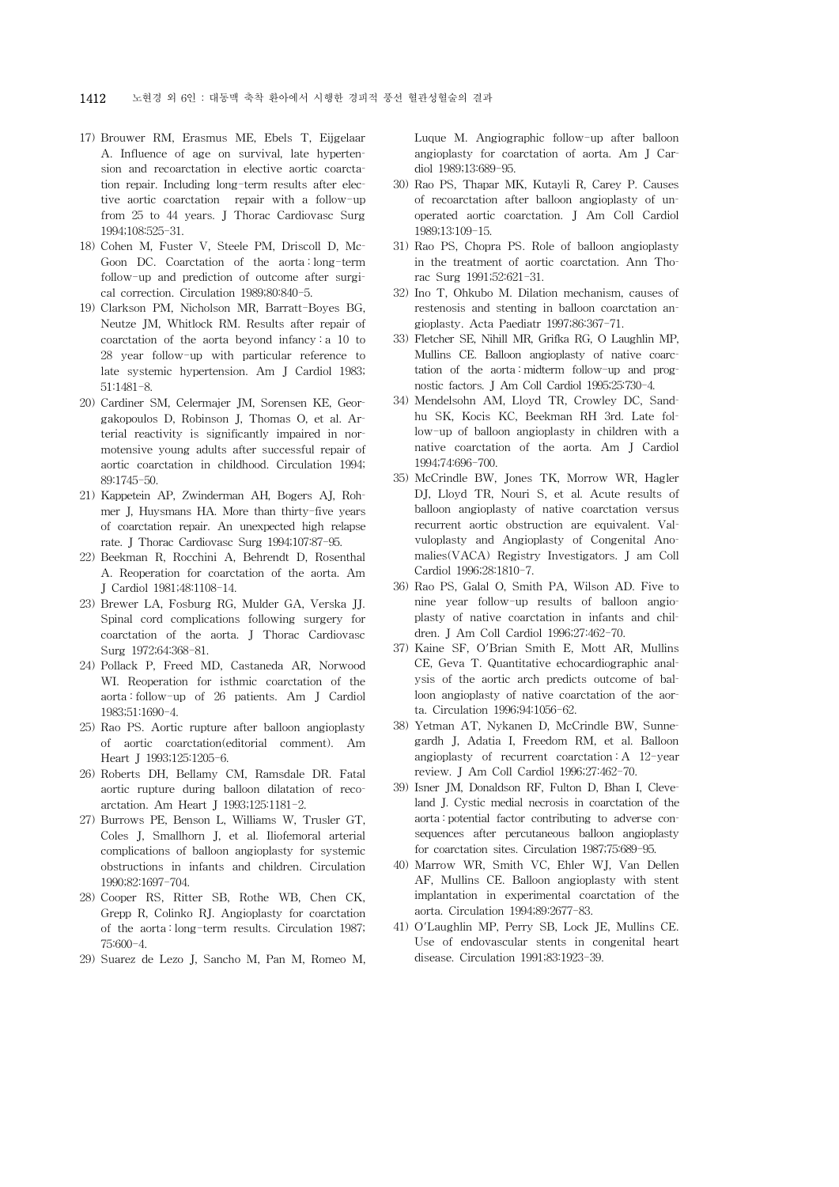17) Brouwer RM, Erasmus ME, Ebels T, Eijgelaar A. Influence of age on survival, late hypertension and recoarctation in elective aortic coarctation repair. Including long-term results after elective aortic coarctation repair with a follow-up from 25 to 44 years. J Thorac Cardiovasc Surg 1994;108:525-31.

18) Cohen M, Fuster V, Steele PM, Driscoll D, McGoon DC. Coarctation of the aorta : long-term follow-up and prediction of outcome after surgical correction. Circulation 1989;80:840-5.

19) Clarkson PM, Nicholson MR, Barratt-Boyes BG, Neutze JM, Whitlock RM. Results after repair of coarctation of the aorta beyond infancy : a 10 to 28 year follow-up with particular reference to late systemic hypertension. Am J Cardiol 1983; 51:1481-8.

20) Cardiner SM, Celermajer JM, Sorensen KE, Georgakopoulos D, Robinson J, Thomas O, et al. Arterial reactivity is significantly impaired in normotensive young adults after successful repair of aortic coarctation in childhood. Circulation 1994; 89:1745-50.

21) Kappetein AP, Zwinderman AH, Bogers AJ, Rohmer J, Huysmans HA. More than thirty-five years of coarctation repair. An unexpected high relapse rate. J Thorac Cardiovasc Surg 1994;107:87-95.

22) Beekman R, Rocchini A, Behrendt D, Rosenthal A. Reoperation for coarctation of the aorta. Am J Cardiol 1981;48:1108-14.

23) Brewer LA, Fosburg RG, Mulder GA, Verska JJ. Spinal cord complications following surgery for coarctation of the aorta. J Thorac Cardiovasc Surg 1972;64:368-81.

24) Pollack P, Freed MD, Castaneda AR, Norwood WI. Reoperation for isthmic coarctation of the aorta : follow-up of 26 patients. Am J Cardiol 1983;51:1690-4.

25) Rao PS. Aortic rupture after balloon angioplasty of aortic coarctation(editorial comment). Am Heart J 1993;125:1205-6.

26) Roberts DH, Bellamy CM, Ramsdale DR. Fatal aortic rupture during balloon dilatation of recoarctation. Am Heart J 1993;125:1181-2.

27) Burrows PE, Benson L, Williams W, Trusler GT, Coles J, Smallhorn J, et al. Iliofemoral arterial complications of balloon angioplasty for systemic obstructions in infants and children. Circulation 1990;82:1697-704.

28) Cooper RS, Ritter SB, Rothe WB, Chen CK, Grepp R, Colinko RJ. Angioplasty for coarctation of the aorta : long-term results. Circulation 1987; 75:600-4.

29) Suarez de Lezo J, Sancho M, Pan M, Romeo M, Luque M. Angiographic follow-up after balloon angioplasty for coarctation of aorta. Am J Cardiol 1989;13:689-95.

30) Rao PS, Thapar MK, Kutayli R, Carey P. Causes of recoarctation after balloon angioplasty of unoperated aortic coarctation. J Am Coll Cardiol 1989;13:109-15.

31) Rao PS, Chopra PS. Role of balloon angioplasty in the treatment of aortic coarctation. Ann Thorac Surg 1991;52:621-31.

32) Ino T, Ohkubo M. Dilation mechanism, causes of restenosis and stenting in balloon coarctation angioplasty. Acta Paediatr 1997;86:367-71.

33) Fletcher SE, Nihill MR, Grifka RG, O Laughlin MP, Mullins CE. Balloon angioplasty of native coarctation of the aorta : midterm follow-up and prognostic factors. J Am Coll Cardiol 1995;25:730-4.

34) Mendelsohn AM, Lloyd TR, Crowley DC, Sandhu SK, Kocis KC, Beekman RH 3rd. Late follow-up of balloon angioplasty in children with a native coarctation of the aorta. Am J Cardiol 1994;74:696-700.

35) McCrindle BW, Jones TK, Morrow WR, Hagler DJ, Lloyd TR, Nouri S, et al. Acute results of balloon angioplasty of native coarctation versus recurrent aortic obstruction are equivalent. Valvuloplasty and Angioplasty of Congenital Anomalies(VACA) Registry Investigators. J am Coll Cardiol 1996;28:1810-7.

36) Rao PS, Galal O, Smith PA, Wilson AD. Five to nine year follow-up results of balloon angioplasty of native coarctation in infants and children. J Am Coll Cardiol 1996;27:462-70.

37) Kaine SF, O'Brian Smith E, Mott AR, Mullins CE, Geva T. Quantitative echocardiographic analysis of the aortic arch predicts outcome of balloon angioplasty of native coarctation of the aorta. Circulation 1996;94:1056-62.

38) Yetman AT, Nykanen D, McCrindle BW, Sunnegardh J, Adatia I, Freedom RM, et al. Balloon angioplasty of recurrent coarctation : A 12-year review. J Am Coll Cardiol 1996;27:462-70.

39) Isner JM, Donaldson RF, Fulton D, Bhan I, Cleveland J. Cystic medial necrosis in coarctation of the aorta : potential factor contributing to adverse consequences after percutaneous balloon angioplasty for coarctation sites. Circulation 1987;75:689-95.

40) Marrow WR, Smith VC, Ehler WJ, Van Dellen AF, Mullins CE. Balloon angioplasty with stent implantation in experimental coarctation of the aorta. Circulation 1994;89:2677-83.

41) O'Laughlin MP, Perry SB, Lock JE, Mullins CE. Use of endovascular stents in congenital heart disease. Circulation 1991;83:1923-39.